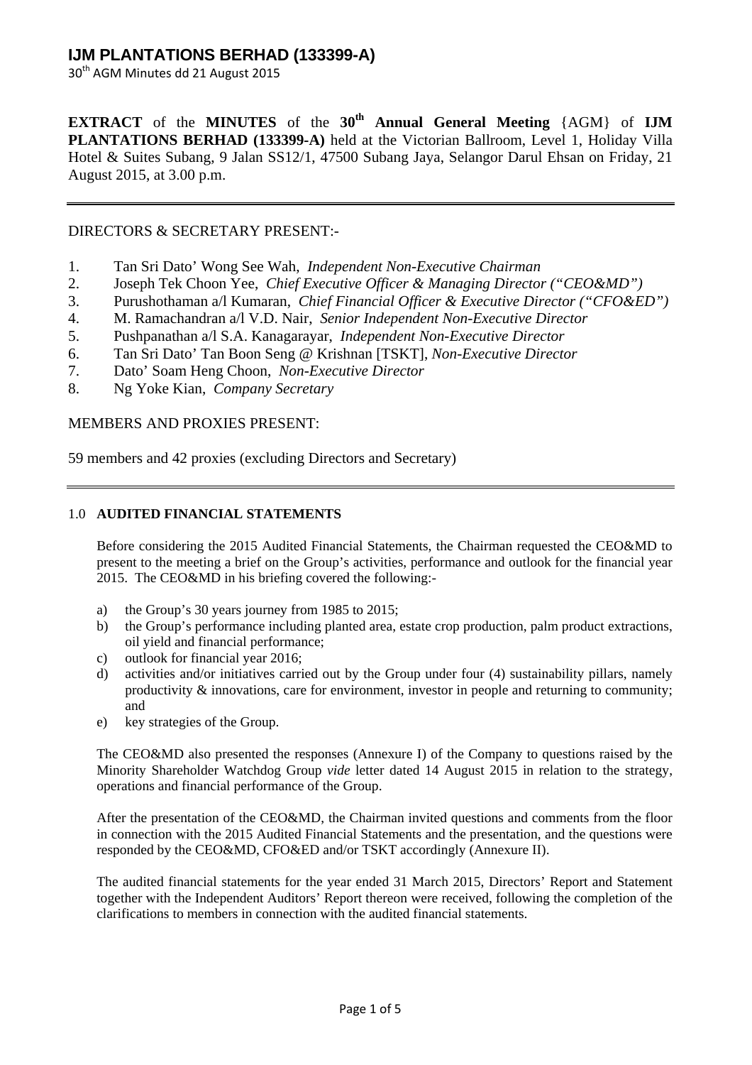**EXTRACT** of the **MINUTES** of the **30th Annual General Meeting** {AGM} of **IJM PLANTATIONS BERHAD (133399-A)** held at the Victorian Ballroom, Level 1, Holiday Villa Hotel & Suites Subang, 9 Jalan SS12/1, 47500 Subang Jaya, Selangor Darul Ehsan on Friday, 21 August 2015, at 3.00 p.m.

---

DIRECTORS & SECRETARY PRESENT:-

1. Tan Sri Dato' Wong See Wah, *Independent Non-Executive Chairman*
2. Joseph Tek Choon Yee, *Chief Executive Officer & Managing Director ("CEO&MD")*
3. Purushothaman a/l Kumaran, *Chief Financial Officer & Executive Director ("CFO&ED")*
4. M. Ramachandran a/l V.D. Nair, *Senior Independent Non-Executive Director*
5. Pushpanathan a/l S.A. Kanagarayar, *Independent Non-Executive Director*
6. Tan Sri Dato' Tan Boon Seng @ Krishnan [TSKT], *Non-Executive Director*
7. Dato' Soam Heng Choon, *Non-Executive Director*
8. Ng Yoke Kian, *Company Secretary*

MEMBERS AND PROXIES PRESENT:

59 members and 42 proxies (excluding Directors and Secretary)

---

## 1.0 AUDITED FINANCIAL STATEMENTS

Before considering the 2015 Audited Financial Statements, the Chairman requested the CEO&MD to present to the meeting a brief on the Group's activities, performance and outlook for the financial year 2015. The CEO&MD in his briefing covered the following:-

a) the Group's 30 years journey from 1985 to 2015;
b) the Group's performance including planted area, estate crop production, palm product extractions, oil yield and financial performance;
c) outlook for financial year 2016;
d) activities and/or initiatives carried out by the Group under four (4) sustainability pillars, namely productivity & innovations, care for environment, investor in people and returning to community; and
e) key strategies of the Group.

The CEO&MD also presented the responses (Annexure I) of the Company to questions raised by the Minority Shareholder Watchdog Group *vide* letter dated 14 August 2015 in relation to the strategy, operations and financial performance of the Group.

After the presentation of the CEO&MD, the Chairman invited questions and comments from the floor in connection with the 2015 Audited Financial Statements and the presentation, and the questions were responded by the CEO&MD, CFO&ED and/or TSKT accordingly (Annexure II).

The audited financial statements for the year ended 31 March 2015, Directors' Report and Statement together with the Independent Auditors' Report thereon were received, following the completion of the clarifications to members in connection with the audited financial statements.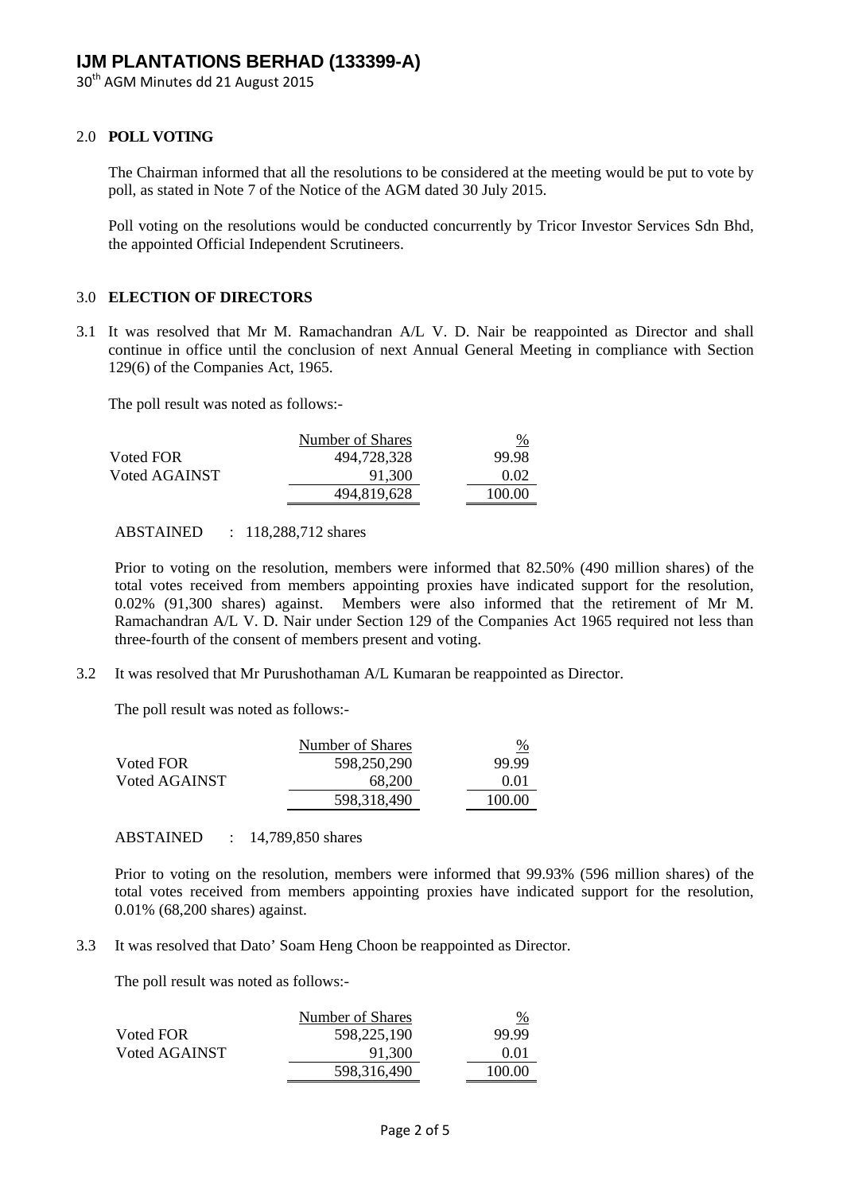## 2.0 POLL VOTING

The Chairman informed that all the resolutions to be considered at the meeting would be put to vote by poll, as stated in Note 7 of the Notice of the AGM dated 30 July 2015.

Poll voting on the resolutions would be conducted concurrently by Tricor Investor Services Sdn Bhd, the appointed Official Independent Scrutineers.

## 3.0 ELECTION OF DIRECTORS

3.1 It was resolved that Mr M. Ramachandran A/L V. D. Nair be reappointed as Director and shall continue in office until the conclusion of next Annual General Meeting in compliance with Section 129(6) of the Companies Act, 1965.

The poll result was noted as follows:-

| | Number of Shares | % |
|---|---|---|
| Voted FOR | 494,728,328 | 99.98 |
| Voted AGAINST | 91,300 | 0.02 |
| | 494,819,628 | 100.00 |

ABSTAINED : 118,288,712 shares

Prior to voting on the resolution, members were informed that 82.50% (490 million shares) of the total votes received from members appointing proxies have indicated support for the resolution, 0.02% (91,300 shares) against. Members were also informed that the retirement of Mr M. Ramachandran A/L V. D. Nair under Section 129 of the Companies Act 1965 required not less than three-fourth of the consent of members present and voting.

3.2 It was resolved that Mr Purushothaman A/L Kumaran be reappointed as Director.

The poll result was noted as follows:-

| | Number of Shares | % |
|---|---|---|
| Voted FOR | 598,250,290 | 99.99 |
| Voted AGAINST | 68,200 | 0.01 |
| | 598,318,490 | 100.00 |

ABSTAINED : 14,789,850 shares

Prior to voting on the resolution, members were informed that 99.93% (596 million shares) of the total votes received from members appointing proxies have indicated support for the resolution, 0.01% (68,200 shares) against.

3.3 It was resolved that Dato' Soam Heng Choon be reappointed as Director.

The poll result was noted as follows:-

| | Number of Shares | % |
|---|---|---|
| Voted FOR | 598,225,190 | 99.99 |
| Voted AGAINST | 91,300 | 0.01 |
| | 598,316,490 | 100.00 |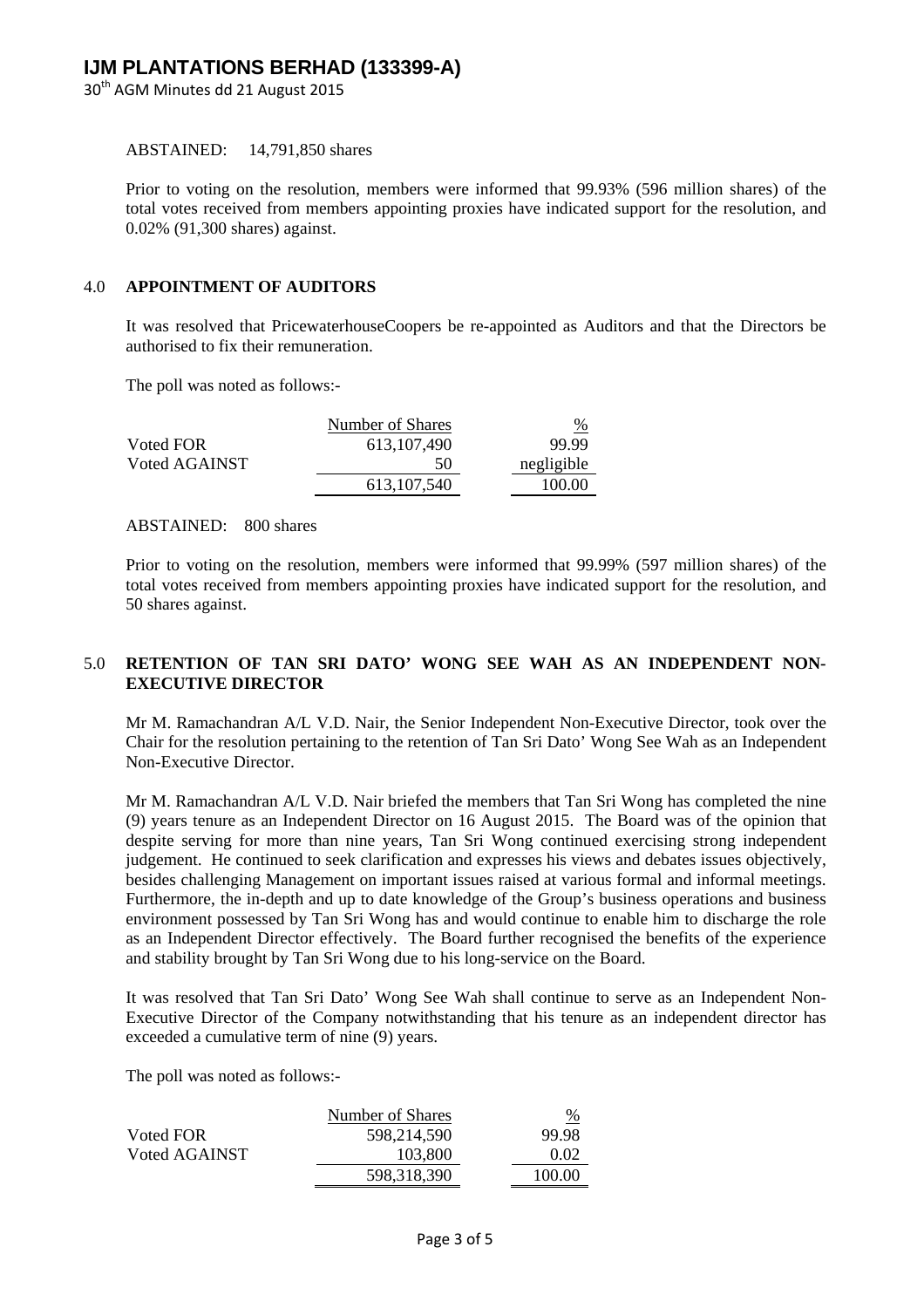ABSTAINED: 14,791,850 shares

Prior to voting on the resolution, members were informed that 99.93% (596 million shares) of the total votes received from members appointing proxies have indicated support for the resolution, and 0.02% (91,300 shares) against.

## 4.0 APPOINTMENT OF AUDITORS

It was resolved that PricewaterhouseCoopers be re-appointed as Auditors and that the Directors be authorised to fix their remuneration.

The poll was noted as follows:-

| | Number of Shares | % |
|---|---|---|
| Voted FOR | 613,107,490 | 99.99 |
| Voted AGAINST | 50 | negligible |
| | 613,107,540 | 100.00 |

ABSTAINED: 800 shares

Prior to voting on the resolution, members were informed that 99.99% (597 million shares) of the total votes received from members appointing proxies have indicated support for the resolution, and 50 shares against.

## 5.0 RETENTION OF TAN SRI DATO' WONG SEE WAH AS AN INDEPENDENT NON-EXECUTIVE DIRECTOR

Mr M. Ramachandran A/L V.D. Nair, the Senior Independent Non-Executive Director, took over the Chair for the resolution pertaining to the retention of Tan Sri Dato' Wong See Wah as an Independent Non-Executive Director.

Mr M. Ramachandran A/L V.D. Nair briefed the members that Tan Sri Wong has completed the nine (9) years tenure as an Independent Director on 16 August 2015. The Board was of the opinion that despite serving for more than nine years, Tan Sri Wong continued exercising strong independent judgement. He continued to seek clarification and expresses his views and debates issues objectively, besides challenging Management on important issues raised at various formal and informal meetings. Furthermore, the in-depth and up to date knowledge of the Group's business operations and business environment possessed by Tan Sri Wong has and would continue to enable him to discharge the role as an Independent Director effectively. The Board further recognised the benefits of the experience and stability brought by Tan Sri Wong due to his long-service on the Board.

It was resolved that Tan Sri Dato' Wong See Wah shall continue to serve as an Independent Non-Executive Director of the Company notwithstanding that his tenure as an independent director has exceeded a cumulative term of nine (9) years.

The poll was noted as follows:-

| | Number of Shares | % |
|---|---|---|
| Voted FOR | 598,214,590 | 99.98 |
| Voted AGAINST | 103,800 | 0.02 |
| | 598,318,390 | 100.00 |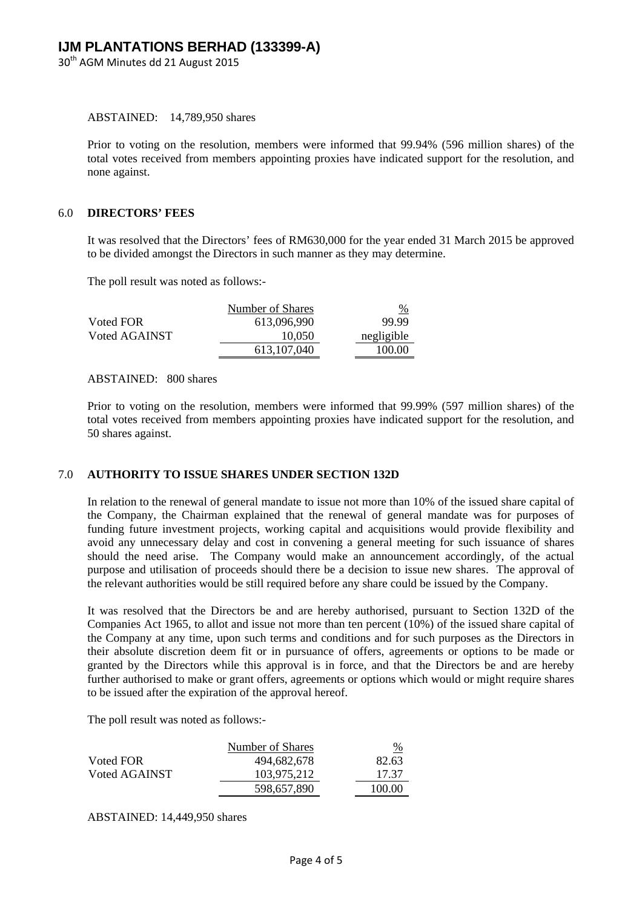ABSTAINED: 14,789,950 shares

Prior to voting on the resolution, members were informed that 99.94% (596 million shares) of the total votes received from members appointing proxies have indicated support for the resolution, and none against.

## 6.0 DIRECTORS' FEES

It was resolved that the Directors' fees of RM630,000 for the year ended 31 March 2015 be approved to be divided amongst the Directors in such manner as they may determine.

The poll result was noted as follows:-

| | Number of Shares | % |
|---|---|---|
| Voted FOR | 613,096,990 | 99.99 |
| Voted AGAINST | 10,050 | negligible |
| | 613,107,040 | 100.00 |

ABSTAINED: 800 shares

Prior to voting on the resolution, members were informed that 99.99% (597 million shares) of the total votes received from members appointing proxies have indicated support for the resolution, and 50 shares against.

## 7.0 AUTHORITY TO ISSUE SHARES UNDER SECTION 132D

In relation to the renewal of general mandate to issue not more than 10% of the issued share capital of the Company, the Chairman explained that the renewal of general mandate was for purposes of funding future investment projects, working capital and acquisitions would provide flexibility and avoid any unnecessary delay and cost in convening a general meeting for such issuance of shares should the need arise. The Company would make an announcement accordingly, of the actual purpose and utilisation of proceeds should there be a decision to issue new shares. The approval of the relevant authorities would be still required before any share could be issued by the Company.

It was resolved that the Directors be and are hereby authorised, pursuant to Section 132D of the Companies Act 1965, to allot and issue not more than ten percent (10%) of the issued share capital of the Company at any time, upon such terms and conditions and for such purposes as the Directors in their absolute discretion deem fit or in pursuance of offers, agreements or options to be made or granted by the Directors while this approval is in force, and that the Directors be and are hereby further authorised to make or grant offers, agreements or options which would or might require shares to be issued after the expiration of the approval hereof.

The poll result was noted as follows:-

| | Number of Shares | % |
|---|---|---|
| Voted FOR | 494,682,678 | 82.63 |
| Voted AGAINST | 103,975,212 | 17.37 |
| | 598,657,890 | 100.00 |

ABSTAINED: 14,449,950 shares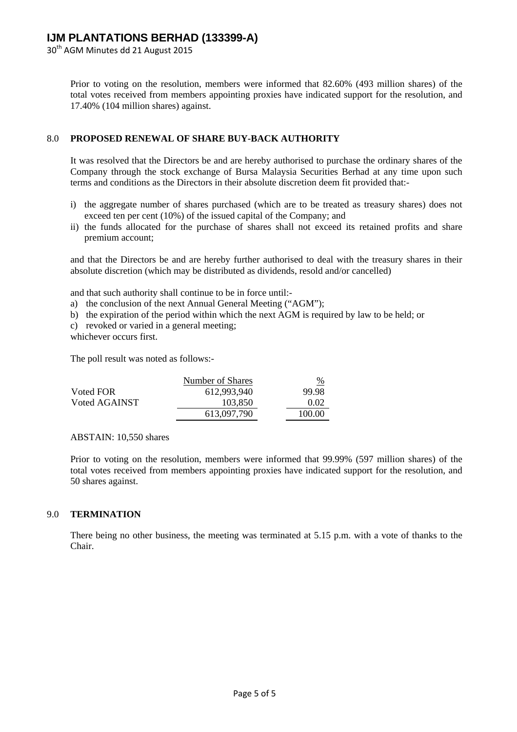Prior to voting on the resolution, members were informed that 82.60% (493 million shares) of the total votes received from members appointing proxies have indicated support for the resolution, and 17.40% (104 million shares) against.

## 8.0 PROPOSED RENEWAL OF SHARE BUY-BACK AUTHORITY

It was resolved that the Directors be and are hereby authorised to purchase the ordinary shares of the Company through the stock exchange of Bursa Malaysia Securities Berhad at any time upon such terms and conditions as the Directors in their absolute discretion deem fit provided that:-

i) the aggregate number of shares purchased (which are to be treated as treasury shares) does not exceed ten per cent (10%) of the issued capital of the Company; and
ii) the funds allocated for the purchase of shares shall not exceed its retained profits and share premium account;

and that the Directors be and are hereby further authorised to deal with the treasury shares in their absolute discretion (which may be distributed as dividends, resold and/or cancelled)

and that such authority shall continue to be in force until:-

a) the conclusion of the next Annual General Meeting ("AGM");
b) the expiration of the period within which the next AGM is required by law to be held; or
c) revoked or varied in a general meeting;

whichever occurs first.

The poll result was noted as follows:-

| | Number of Shares | % |
|---|---|---|
| Voted FOR | 612,993,940 | 99.98 |
| Voted AGAINST | 103,850 | 0.02 |
| | 613,097,790 | 100.00 |

ABSTAIN: 10,550 shares

Prior to voting on the resolution, members were informed that 99.99% (597 million shares) of the total votes received from members appointing proxies have indicated support for the resolution, and 50 shares against.

## 9.0 TERMINATION

There being no other business, the meeting was terminated at 5.15 p.m. with a vote of thanks to the Chair.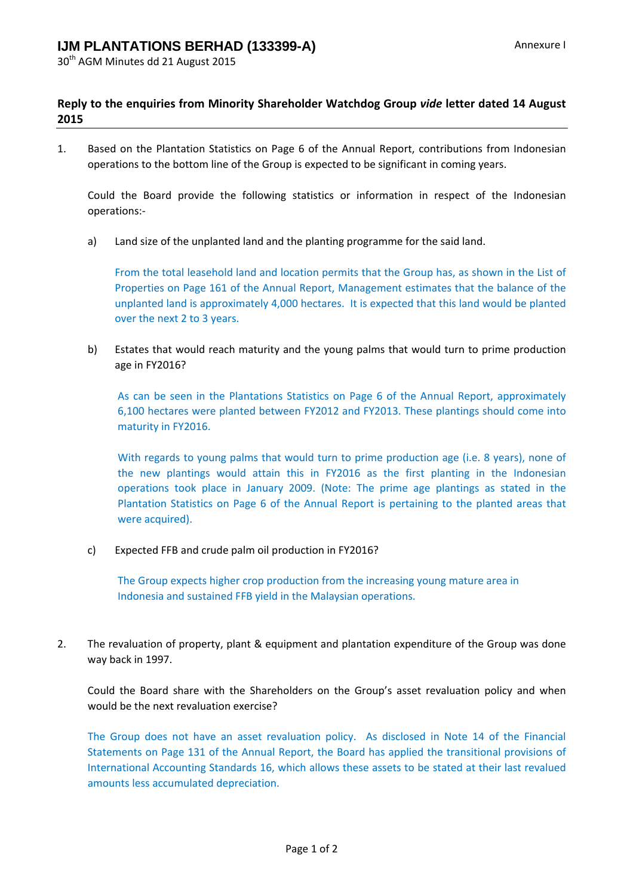**IJM PLANTATIONS BERHAD (133399-A)**

30th AGM Minutes dd 21 August 2015

Annexure I

## Reply to the enquiries from Minority Shareholder Watchdog Group *vide* letter dated 14 August 2015

1. Based on the Plantation Statistics on Page 6 of the Annual Report, contributions from Indonesian operations to the bottom line of the Group is expected to be significant in coming years.

   Could the Board provide the following statistics or information in respect of the Indonesian operations:-

   a) Land size of the unplanted land and the planting programme for the said land.

      From the total leasehold land and location permits that the Group has, as shown in the List of Properties on Page 161 of the Annual Report, Management estimates that the balance of the unplanted land is approximately 4,000 hectares. It is expected that this land would be planted over the next 2 to 3 years.

   b) Estates that would reach maturity and the young palms that would turn to prime production age in FY2016?

      As can be seen in the Plantations Statistics on Page 6 of the Annual Report, approximately 6,100 hectares were planted between FY2012 and FY2013. These plantings should come into maturity in FY2016.

      With regards to young palms that would turn to prime production age (i.e. 8 years), none of the new plantings would attain this in FY2016 as the first planting in the Indonesian operations took place in January 2009. (Note: The prime age plantings as stated in the Plantation Statistics on Page 6 of the Annual Report is pertaining to the planted areas that were acquired).

   c) Expected FFB and crude palm oil production in FY2016?

      The Group expects higher crop production from the increasing young mature area in Indonesia and sustained FFB yield in the Malaysian operations.

2. The revaluation of property, plant & equipment and plantation expenditure of the Group was done way back in 1997.

   Could the Board share with the Shareholders on the Group's asset revaluation policy and when would be the next revaluation exercise?

   The Group does not have an asset revaluation policy. As disclosed in Note 14 of the Financial Statements on Page 131 of the Annual Report, the Board has applied the transitional provisions of International Accounting Standards 16, which allows these assets to be stated at their last revalued amounts less accumulated depreciation.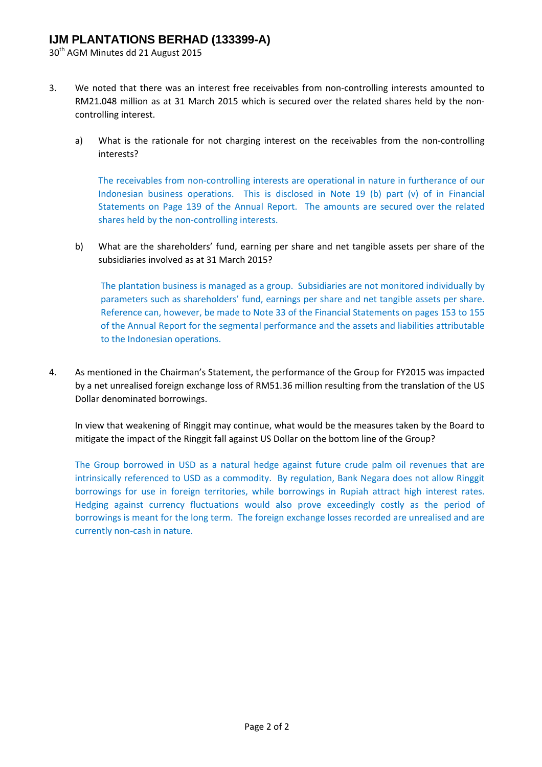3. We noted that there was an interest free receivables from non-controlling interests amounted to RM21.048 million as at 31 March 2015 which is secured over the related shares held by the non-controlling interest.

   a) What is the rationale for not charging interest on the receivables from the non-controlling interests?

      The receivables from non-controlling interests are operational in nature in furtherance of our Indonesian business operations. This is disclosed in Note 19 (b) part (v) of in Financial Statements on Page 139 of the Annual Report. The amounts are secured over the related shares held by the non-controlling interests.

   b) What are the shareholders' fund, earning per share and net tangible assets per share of the subsidiaries involved as at 31 March 2015?

      The plantation business is managed as a group. Subsidiaries are not monitored individually by parameters such as shareholders' fund, earnings per share and net tangible assets per share. Reference can, however, be made to Note 33 of the Financial Statements on pages 153 to 155 of the Annual Report for the segmental performance and the assets and liabilities attributable to the Indonesian operations.

4. As mentioned in the Chairman's Statement, the performance of the Group for FY2015 was impacted by a net unrealised foreign exchange loss of RM51.36 million resulting from the translation of the US Dollar denominated borrowings.

   In view that weakening of Ringgit may continue, what would be the measures taken by the Board to mitigate the impact of the Ringgit fall against US Dollar on the bottom line of the Group?

   The Group borrowed in USD as a natural hedge against future crude palm oil revenues that are intrinsically referenced to USD as a commodity. By regulation, Bank Negara does not allow Ringgit borrowings for use in foreign territories, while borrowings in Rupiah attract high interest rates. Hedging against currency fluctuations would also prove exceedingly costly as the period of borrowings is meant for the long term. The foreign exchange losses recorded are unrealised and are currently non-cash in nature.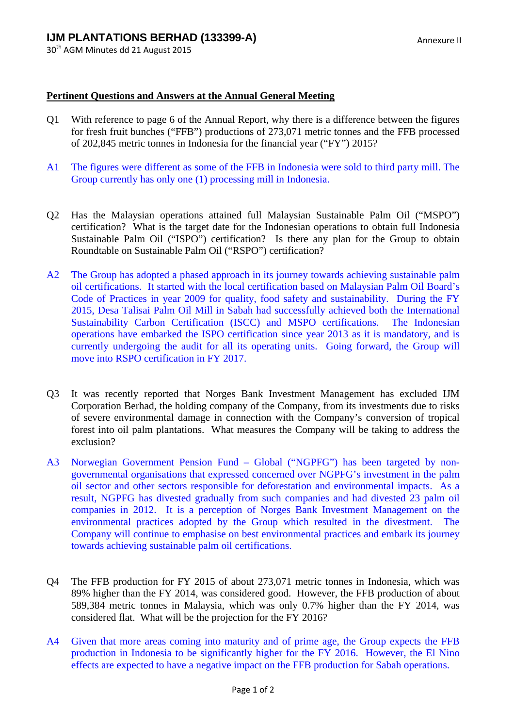**Pertinent Questions and Answers at the Annual General Meeting**

Q1 With reference to page 6 of the Annual Report, why there is a difference between the figures for fresh fruit bunches ("FFB") productions of 273,071 metric tonnes and the FFB processed of 202,845 metric tonnes in Indonesia for the financial year ("FY") 2015?

A1 The figures were different as some of the FFB in Indonesia were sold to third party mill. The Group currently has only one (1) processing mill in Indonesia.

Q2 Has the Malaysian operations attained full Malaysian Sustainable Palm Oil ("MSPO") certification? What is the target date for the Indonesian operations to obtain full Indonesia Sustainable Palm Oil ("ISPO") certification? Is there any plan for the Group to obtain Roundtable on Sustainable Palm Oil ("RSPO") certification?

A2 The Group has adopted a phased approach in its journey towards achieving sustainable palm oil certifications. It started with the local certification based on Malaysian Palm Oil Board's Code of Practices in year 2009 for quality, food safety and sustainability. During the FY 2015, Desa Talisai Palm Oil Mill in Sabah had successfully achieved both the International Sustainability Carbon Certification (ISCC) and MSPO certifications. The Indonesian operations have embarked the ISPO certification since year 2013 as it is mandatory, and is currently undergoing the audit for all its operating units. Going forward, the Group will move into RSPO certification in FY 2017.

Q3 It was recently reported that Norges Bank Investment Management has excluded IJM Corporation Berhad, the holding company of the Company, from its investments due to risks of severe environmental damage in connection with the Company's conversion of tropical forest into oil palm plantations. What measures the Company will be taking to address the exclusion?

A3 Norwegian Government Pension Fund – Global ("NGPFG") has been targeted by non-governmental organisations that expressed concerned over NGPFG's investment in the palm oil sector and other sectors responsible for deforestation and environmental impacts. As a result, NGPFG has divested gradually from such companies and had divested 23 palm oil companies in 2012. It is a perception of Norges Bank Investment Management on the environmental practices adopted by the Group which resulted in the divestment. The Company will continue to emphasise on best environmental practices and embark its journey towards achieving sustainable palm oil certifications.

Q4 The FFB production for FY 2015 of about 273,071 metric tonnes in Indonesia, which was 89% higher than the FY 2014, was considered good. However, the FFB production of about 589,384 metric tonnes in Malaysia, which was only 0.7% higher than the FY 2014, was considered flat. What will be the projection for the FY 2016?

A4 Given that more areas coming into maturity and of prime age, the Group expects the FFB production in Indonesia to be significantly higher for the FY 2016. However, the El Nino effects are expected to have a negative impact on the FFB production for Sabah operations.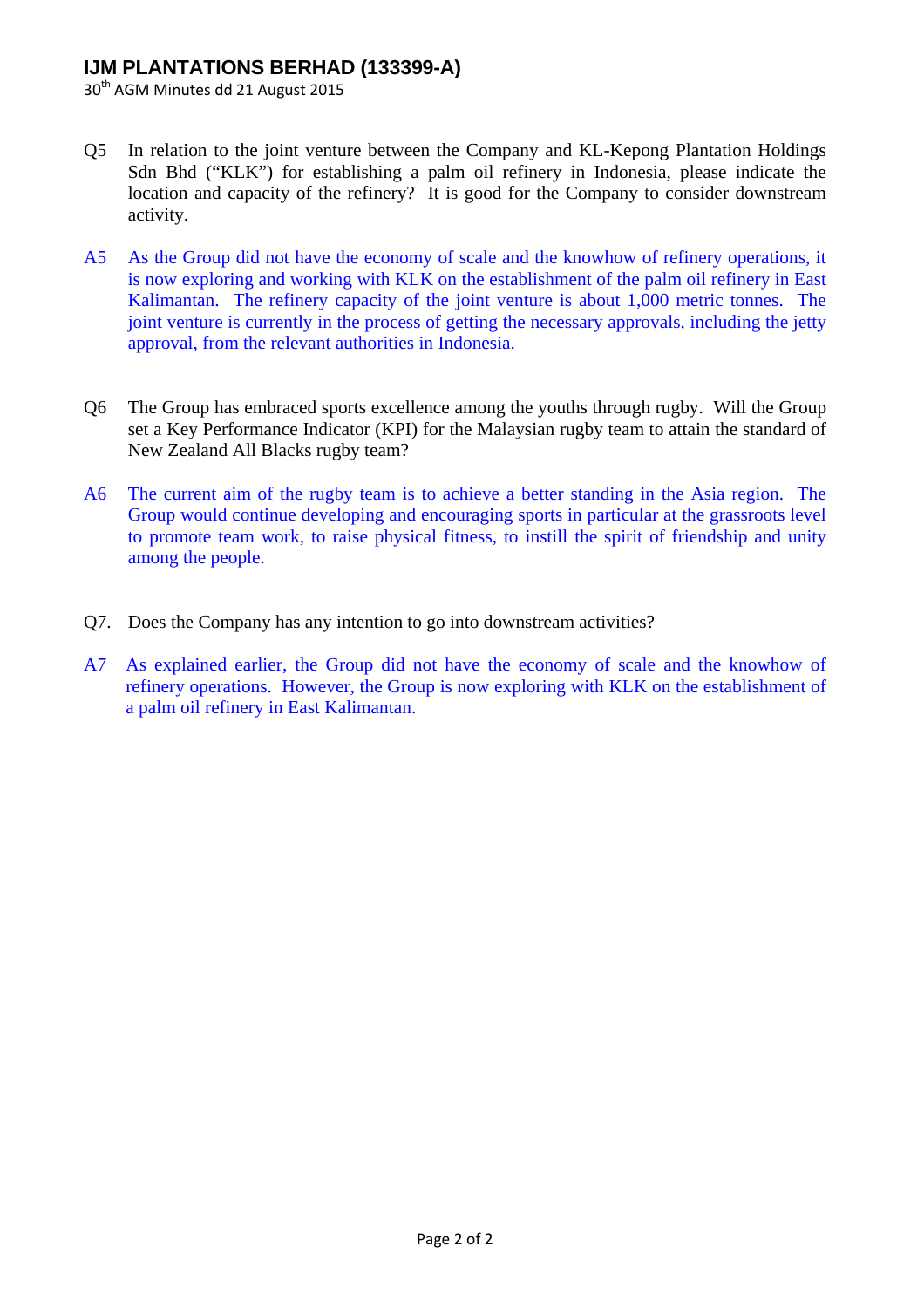Q5 In relation to the joint venture between the Company and KL-Kepong Plantation Holdings Sdn Bhd ("KLK") for establishing a palm oil refinery in Indonesia, please indicate the location and capacity of the refinery? It is good for the Company to consider downstream activity.

A5 As the Group did not have the economy of scale and the knowhow of refinery operations, it is now exploring and working with KLK on the establishment of the palm oil refinery in East Kalimantan. The refinery capacity of the joint venture is about 1,000 metric tonnes. The joint venture is currently in the process of getting the necessary approvals, including the jetty approval, from the relevant authorities in Indonesia.

Q6 The Group has embraced sports excellence among the youths through rugby. Will the Group set a Key Performance Indicator (KPI) for the Malaysian rugby team to attain the standard of New Zealand All Blacks rugby team?

A6 The current aim of the rugby team is to achieve a better standing in the Asia region. The Group would continue developing and encouraging sports in particular at the grassroots level to promote team work, to raise physical fitness, to instill the spirit of friendship and unity among the people.

Q7. Does the Company has any intention to go into downstream activities?

A7 As explained earlier, the Group did not have the economy of scale and the knowhow of refinery operations. However, the Group is now exploring with KLK on the establishment of a palm oil refinery in East Kalimantan.